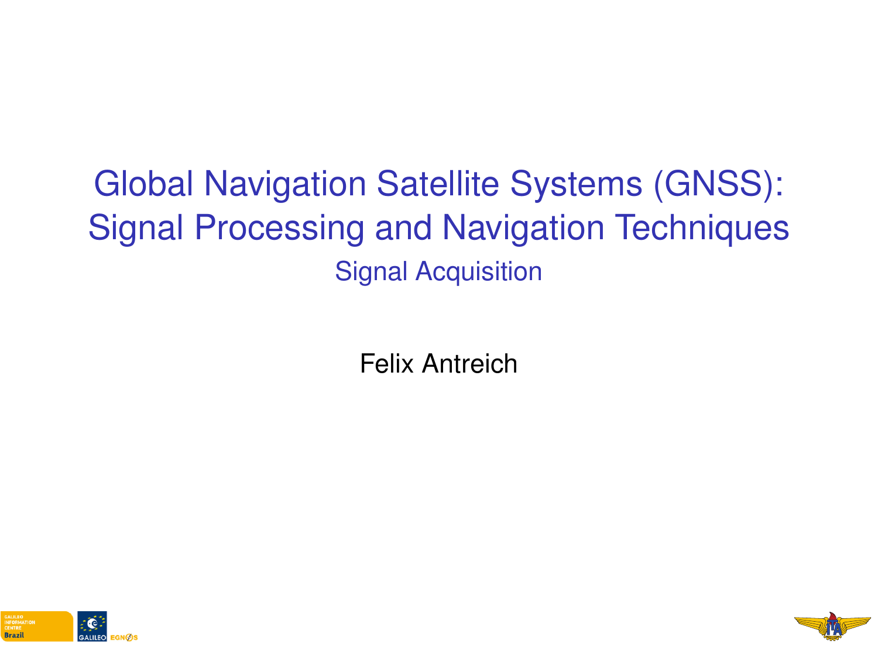# Global Navigation Satellite Systems (GNSS): Signal Processing and Navigation Techniques

## Signal Acquisition

Felix Antreich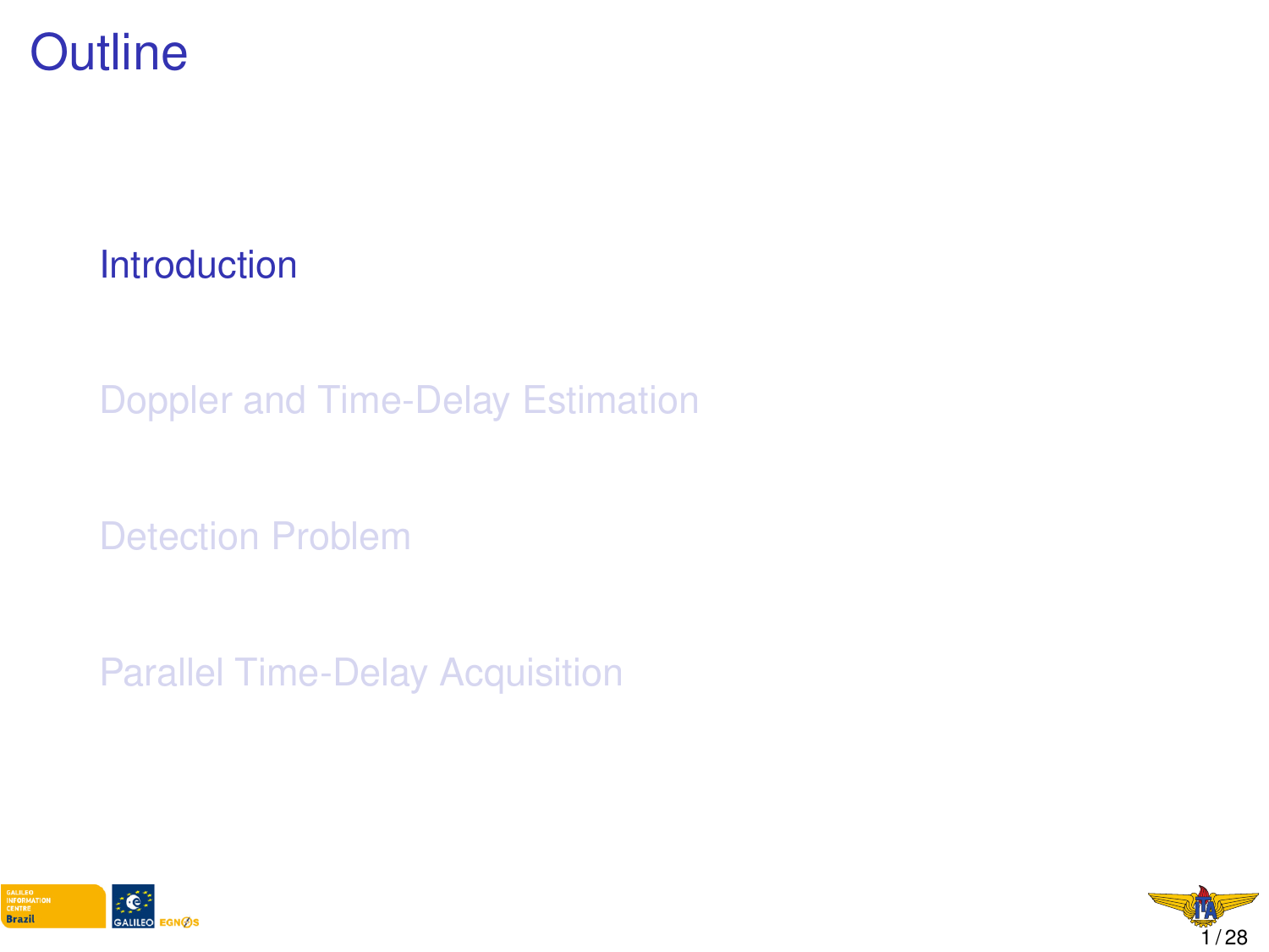# Outline

- Introduction
- Doppler and Time-Delay Estimation
- Detection Problem
- Parallel Time-Delay Acquisition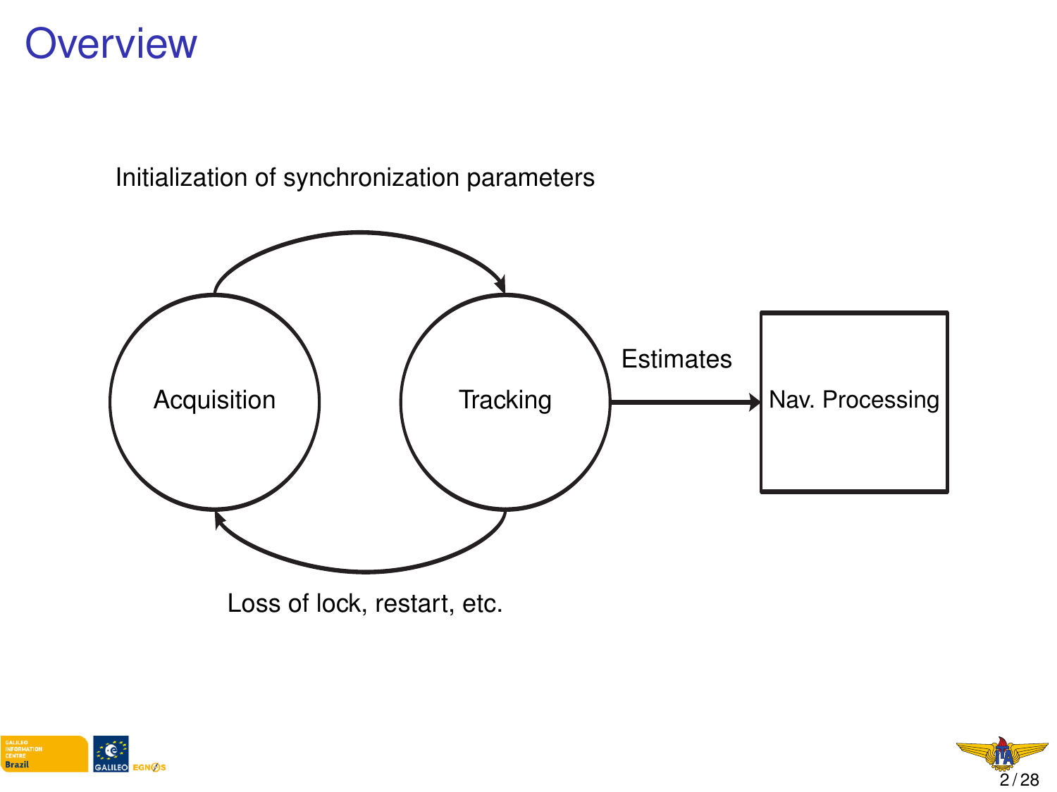# Overview

Initialization of synchronization parameters

Acquisition

Tracking

Estimates

Nav. Processing

Loss of lock, restart, etc.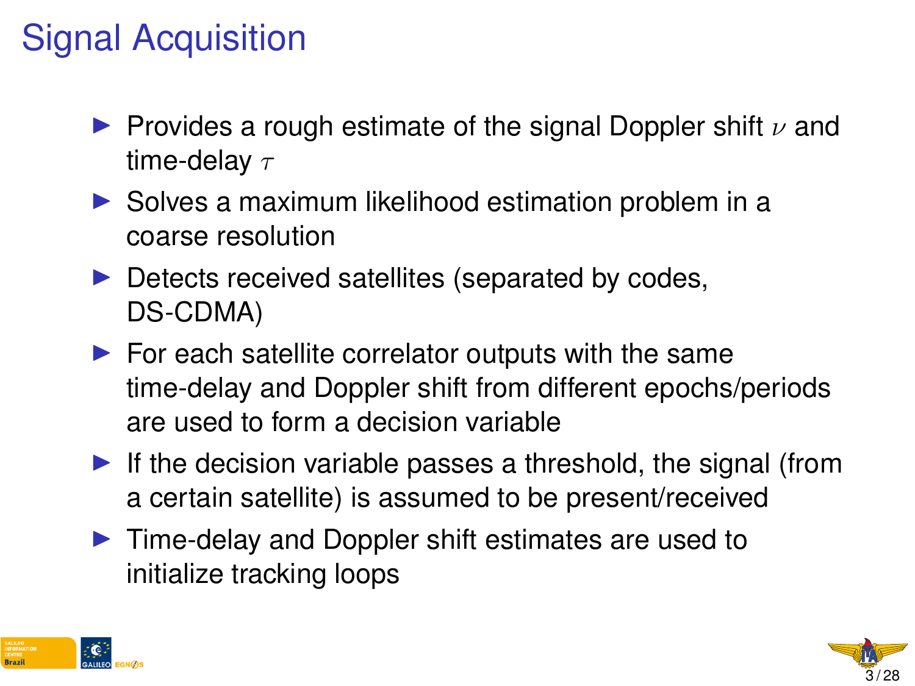# Signal Acquisition

- Provides a rough estimate of the signal Doppler shift $\nu$ and time-delay $\tau$
- Solves a maximum likelihood estimation problem in a coarse resolution
- Detects received satellites (separated by codes, DS-CDMA)
- For each satellite correlator outputs with the same time-delay and Doppler shift from different epochs/periods are used to form a decision variable
- If the decision variable passes a threshold, the signal (from a certain satellite) is assumed to be present/received
- Time-delay and Doppler shift estimates are used to initialize tracking loops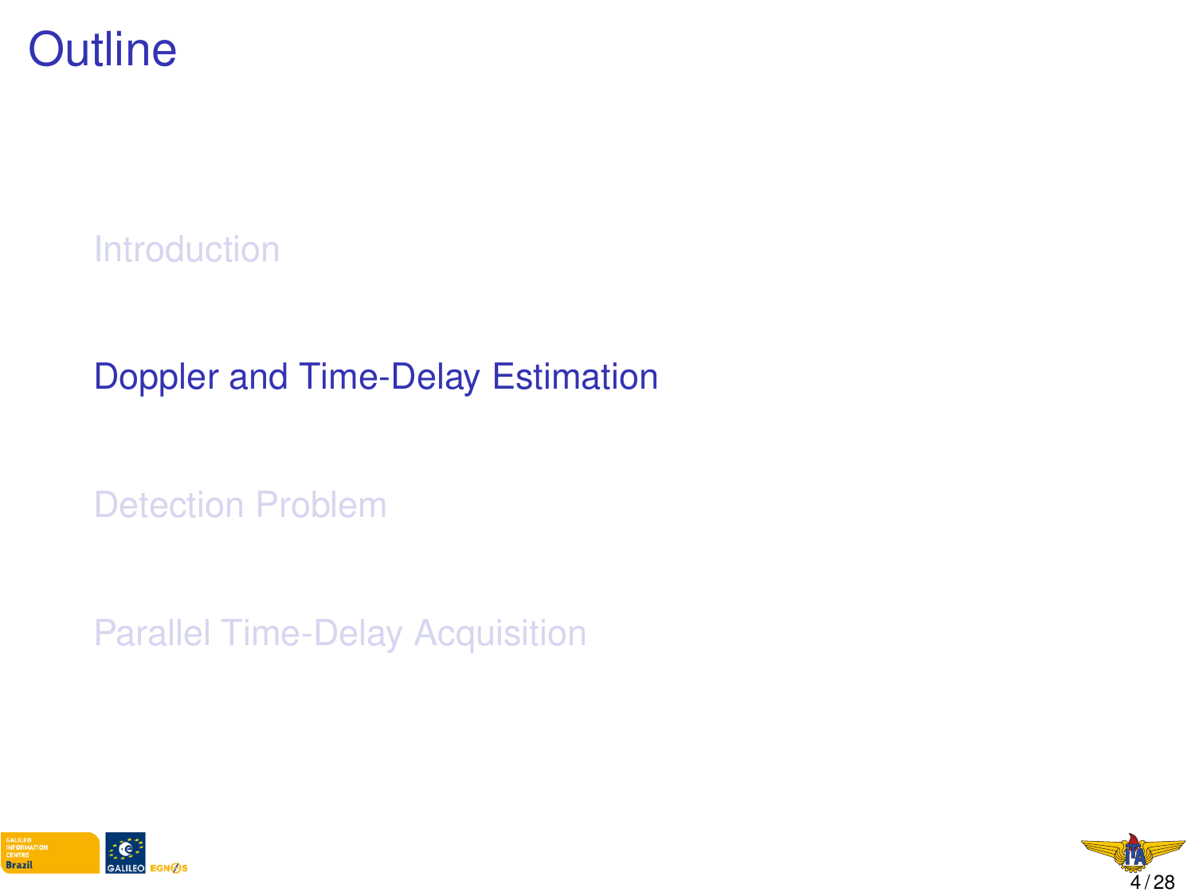# Outline

- Introduction
- Doppler and Time-Delay Estimation
- Detection Problem
- Parallel Time-Delay Acquisition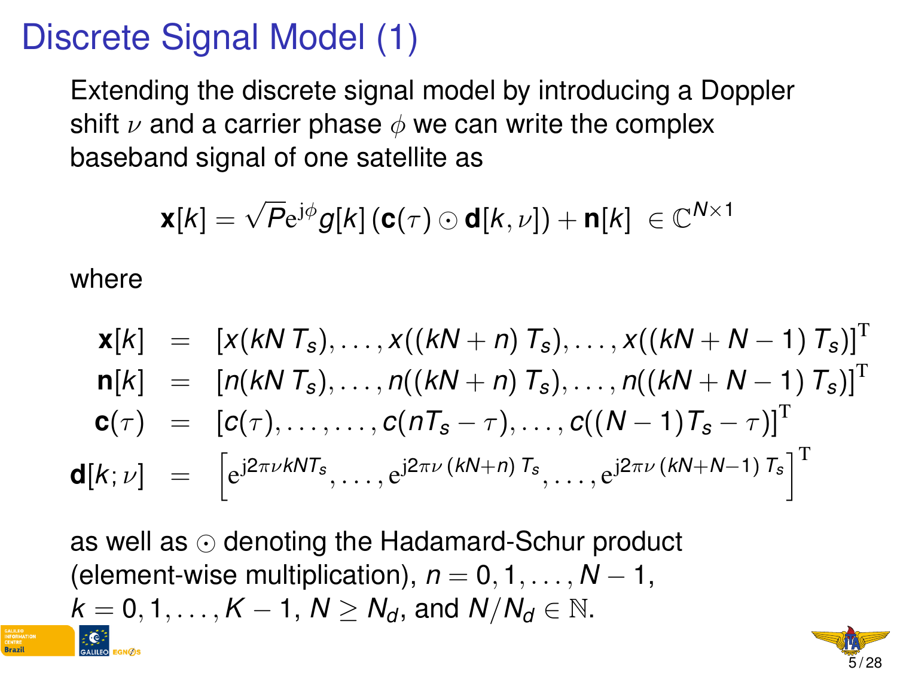# Discrete Signal Model (1)

Extending the discrete signal model by introducing a Doppler shift $\nu$ and a carrier phase $\phi$ we can write the complex baseband signal of one satellite as

$$\mathbf{x}[k] = \sqrt{P}\mathrm{e}^{\mathrm{j}\phi} g[k] \left(\mathbf{c}(\tau) \odot \mathbf{d}[k, \nu]\right) + \mathbf{n}[k] \ \in \mathbb{C}^{N \times 1}$$

where

$$\begin{aligned}
\mathbf{x}[k] &= \left[x(kN\,T_s), \ldots, x((kN+n)\,T_s), \ldots, x((kN+N-1)\,T_s)\right]^{\mathrm{T}} \\
\mathbf{n}[k] &= \left[n(kN\,T_s), \ldots, n((kN+n)\,T_s), \ldots, n((kN+N-1)\,T_s)\right]^{\mathrm{T}} \\
\mathbf{c}(\tau) &= \left[c(\tau), \ldots, \ldots, \ldots, c(nT_s - \tau), \ldots, c((N-1)T_s - \tau)\right]^{\mathrm{T}} \\
\mathbf{d}[k; \nu] &= \left[\mathrm{e}^{\mathrm{j}2\pi\nu kNT_s}, \ldots, \mathrm{e}^{\mathrm{j}2\pi\nu\,(kN+n)\,T_s}, \ldots, \mathrm{e}^{\mathrm{j}2\pi\nu\,(kN+N-1)\,T_s}\right]^{\mathrm{T}}
\end{aligned}$$

as well as $\odot$ denoting the Hadamard-Schur product (element-wise multiplication), $n = 0, 1, \ldots, N-1$, $k = 0, 1, \ldots, K-1$, $N \geq N_d$, and $N/N_d \in \mathbb{N}$.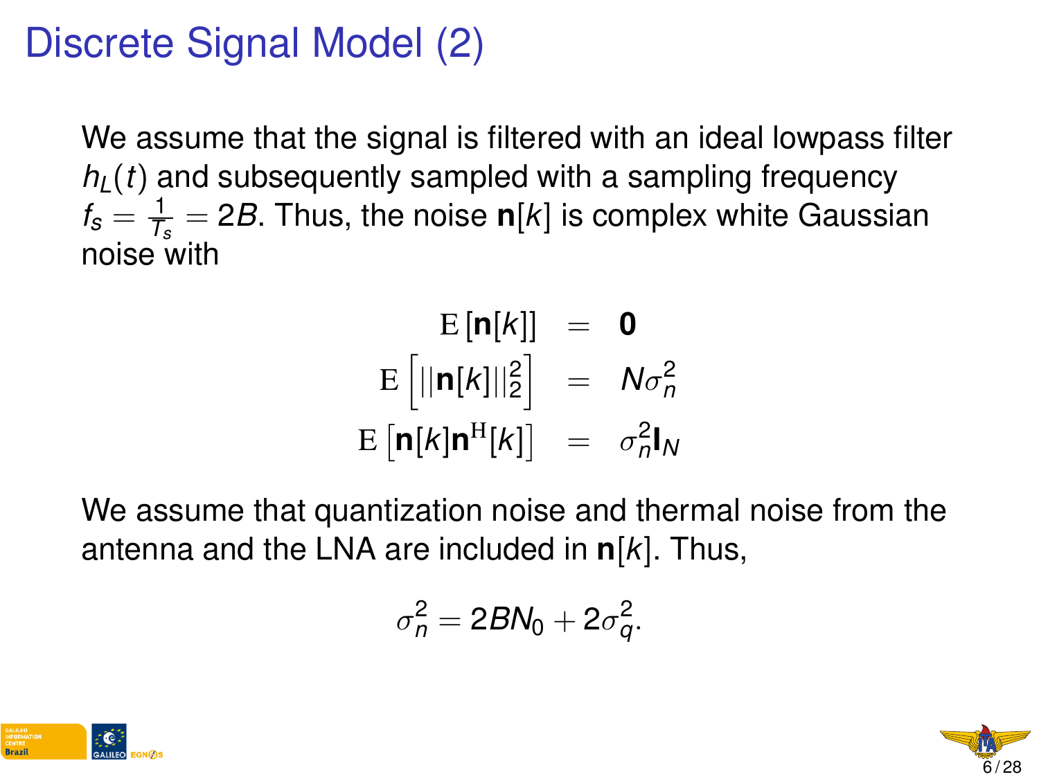# Discrete Signal Model (2)

We assume that the signal is filtered with an ideal lowpass filter $h_L(t)$ and subsequently sampled with a sampling frequency $f_s = \frac{1}{T_s} = 2B$. Thus, the noise $\mathbf{n}[k]$ is complex white Gaussian noise with

$$
\begin{aligned}
\mathrm{E}\left[\mathbf{n}[k]\right] &= \mathbf{0} \\
\mathrm{E}\left[||\mathbf{n}[k]||_2^2\right] &= N\sigma_n^2 \\
\mathrm{E}\left[\mathbf{n}[k]\mathbf{n}^{\mathrm{H}}[k]\right] &= \sigma_n^2\mathbf{I}_N
\end{aligned}
$$

We assume that quantization noise and thermal noise from the antenna and the LNA are included in $\mathbf{n}[k]$. Thus,

$$
\sigma_n^2 = 2BN_0 + 2\sigma_q^2.
$$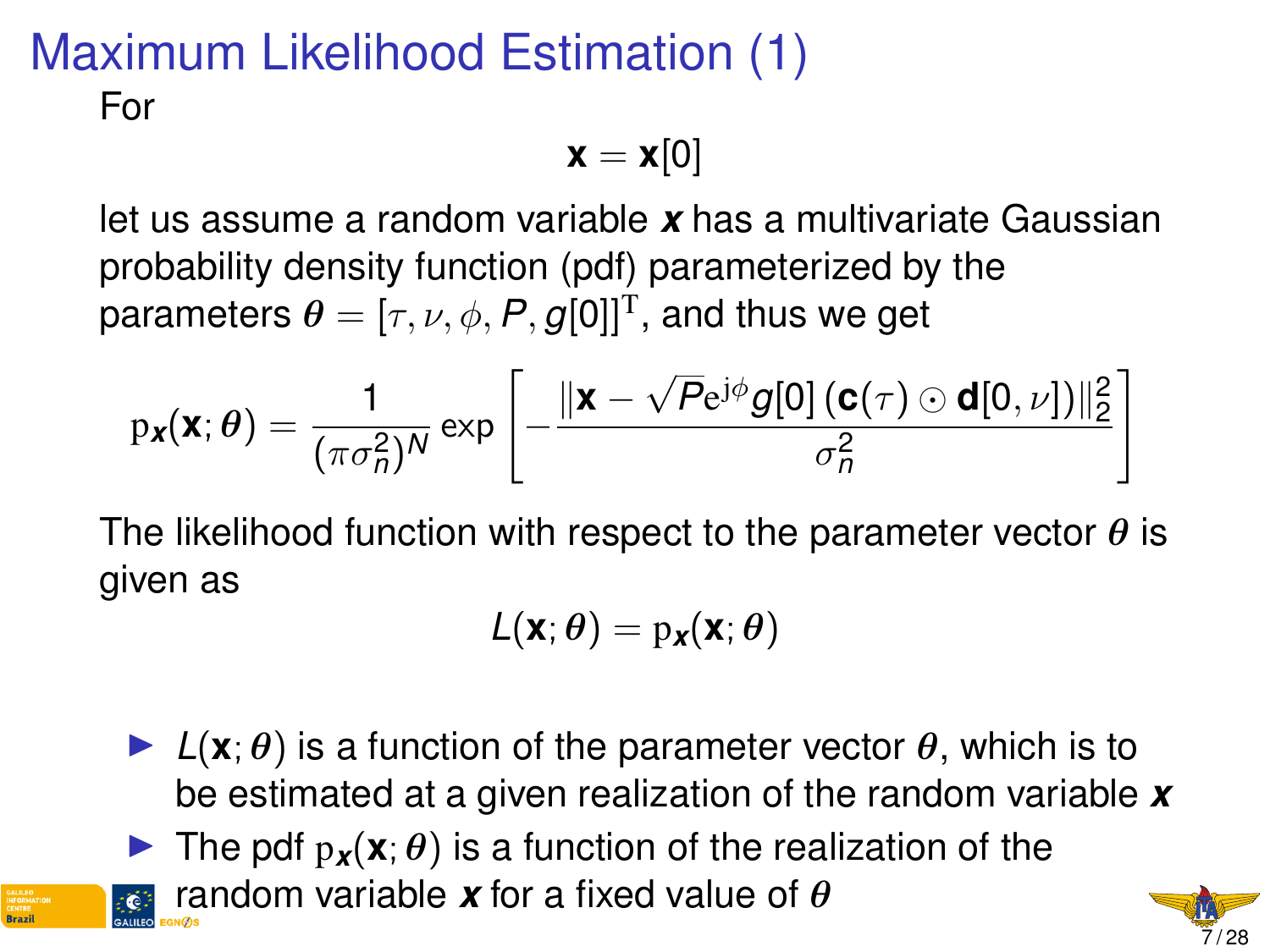# Maximum Likelihood Estimation (1)

For

$$\mathbf{x} = \mathbf{x}[0]$$

let us assume a random variable $\boldsymbol{x}$ has a multivariate Gaussian probability density function (pdf) parameterized by the parameters $\boldsymbol{\theta} = [\tau, \nu, \phi, P, g[0]]^{\mathrm{T}}$, and thus we get

$$\mathrm{p}_{\boldsymbol{x}}(\mathbf{x}; \boldsymbol{\theta}) = \frac{1}{(\pi\sigma_n^2)^N} \exp\left[-\frac{\|\mathbf{x} - \sqrt{P}\mathrm{e}^{\mathrm{j}\phi} g[0]\,(\mathbf{c}(\tau) \odot \mathbf{d}[0, \nu])\|_2^2}{\sigma_n^2}\right]$$

The likelihood function with respect to the parameter vector $\boldsymbol{\theta}$ is given as

$$L(\mathbf{x}; \boldsymbol{\theta}) = \mathrm{p}_{\boldsymbol{x}}(\mathbf{x}; \boldsymbol{\theta})$$

- $L(\mathbf{x}; \boldsymbol{\theta})$ is a function of the parameter vector $\boldsymbol{\theta}$, which is to be estimated at a given realization of the random variable $\boldsymbol{x}$
- The pdf $\mathrm{p}_{\boldsymbol{x}}(\mathbf{x}; \boldsymbol{\theta})$ is a function of the realization of the random variable $\boldsymbol{x}$ for a fixed value of $\boldsymbol{\theta}$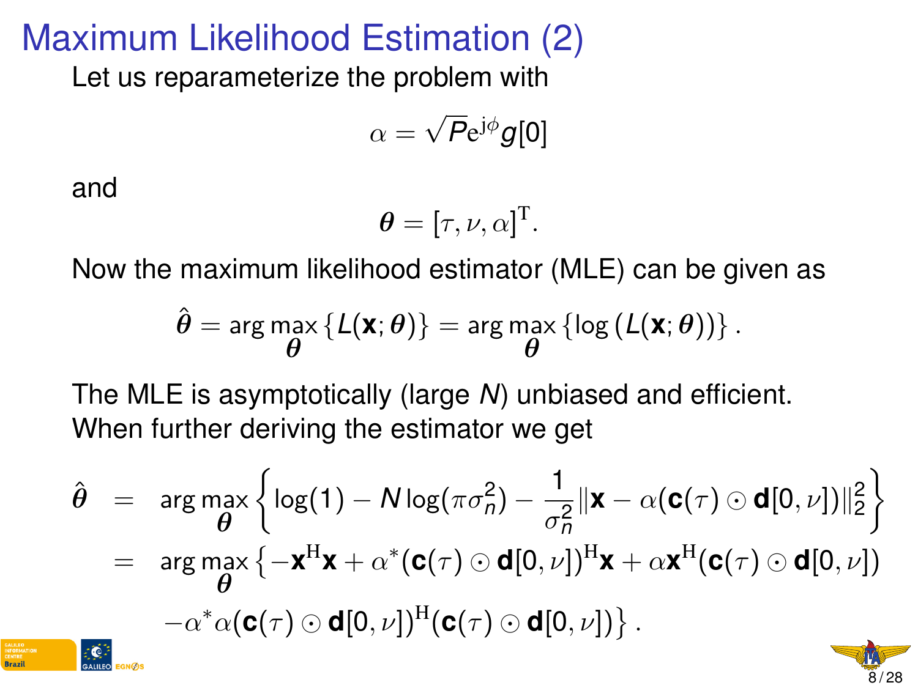# Maximum Likelihood Estimation (2)

Let us reparameterize the problem with

$$\alpha = \sqrt{P}\mathrm{e}^{\mathrm{j}\phi} g[0]$$

and

$$\boldsymbol{\theta} = [\tau, \nu, \alpha]^{\mathrm{T}}.$$

Now the maximum likelihood estimator (MLE) can be given as

$$\hat{\boldsymbol{\theta}} = \arg\max_{\boldsymbol{\theta}} \{L(\mathbf{x}; \boldsymbol{\theta})\} = \arg\max_{\boldsymbol{\theta}} \{\log(L(\mathbf{x}; \boldsymbol{\theta}))\}.$$

The MLE is asymptotically (large $N$) unbiased and efficient.
When further deriving the estimator we get

$$\begin{aligned}
\hat{\boldsymbol{\theta}} &= \arg\max_{\boldsymbol{\theta}} \left\{ \log(1) - N\log(\pi\sigma_n^2) - \frac{1}{\sigma_n^2}\|\mathbf{x} - \alpha(\mathbf{c}(\tau) \odot \mathbf{d}[0,\nu])\|_2^2 \right\} \\
&= \arg\max_{\boldsymbol{\theta}} \left\{ -\mathbf{x}^{\mathrm{H}}\mathbf{x} + \alpha^*(\mathbf{c}(\tau) \odot \mathbf{d}[0,\nu])^{\mathrm{H}}\mathbf{x} + \alpha\mathbf{x}^{\mathrm{H}}(\mathbf{c}(\tau) \odot \mathbf{d}[0,\nu]) \right. \\
&\qquad \left. -\alpha^*\alpha(\mathbf{c}(\tau) \odot \mathbf{d}[0,\nu])^{\mathrm{H}}(\mathbf{c}(\tau) \odot \mathbf{d}[0,\nu]) \right\}.
\end{aligned}$$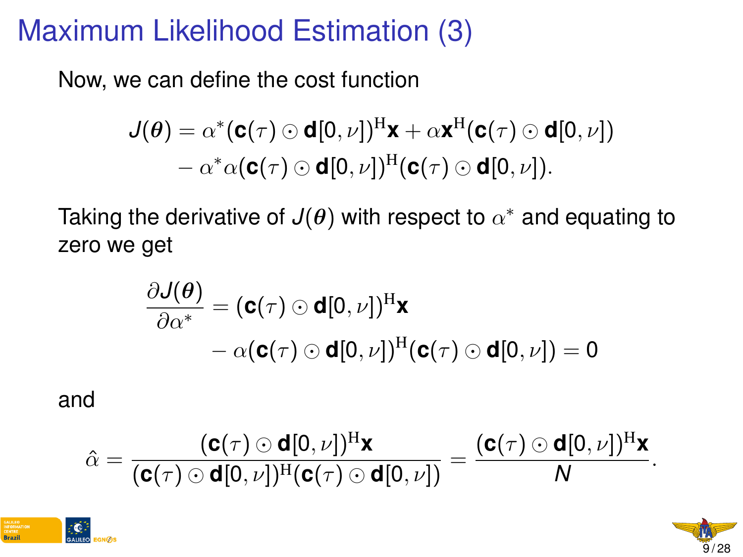# Maximum Likelihood Estimation (3)

Now, we can define the cost function

$$
\begin{aligned}
J(\boldsymbol{\theta}) = \alpha^*(\mathbf{c}(\tau) \odot \mathbf{d}[0,\nu])^{\mathrm{H}}\mathbf{x} + \alpha \mathbf{x}^{\mathrm{H}}(\mathbf{c}(\tau) \odot \mathbf{d}[0,\nu]) \\
- \alpha^*\alpha(\mathbf{c}(\tau) \odot \mathbf{d}[0,\nu])^{\mathrm{H}}(\mathbf{c}(\tau) \odot \mathbf{d}[0,\nu]).
\end{aligned}
$$

Taking the derivative of $J(\boldsymbol{\theta})$ with respect to $\alpha^*$ and equating to zero we get

$$
\begin{aligned}
\frac{\partial J(\boldsymbol{\theta})}{\partial \alpha^*} &= (\mathbf{c}(\tau) \odot \mathbf{d}[0,\nu])^{\mathrm{H}}\mathbf{x} \\
&\quad - \alpha(\mathbf{c}(\tau) \odot \mathbf{d}[0,\nu])^{\mathrm{H}}(\mathbf{c}(\tau) \odot \mathbf{d}[0,\nu]) = 0
\end{aligned}
$$

and

$$
\hat{\alpha} = \frac{(\mathbf{c}(\tau) \odot \mathbf{d}[0,\nu])^{\mathrm{H}}\mathbf{x}}{(\mathbf{c}(\tau) \odot \mathbf{d}[0,\nu])^{\mathrm{H}}(\mathbf{c}(\tau) \odot \mathbf{d}[0,\nu])} = \frac{(\mathbf{c}(\tau) \odot \mathbf{d}[0,\nu])^{\mathrm{H}}\mathbf{x}}{N}.
$$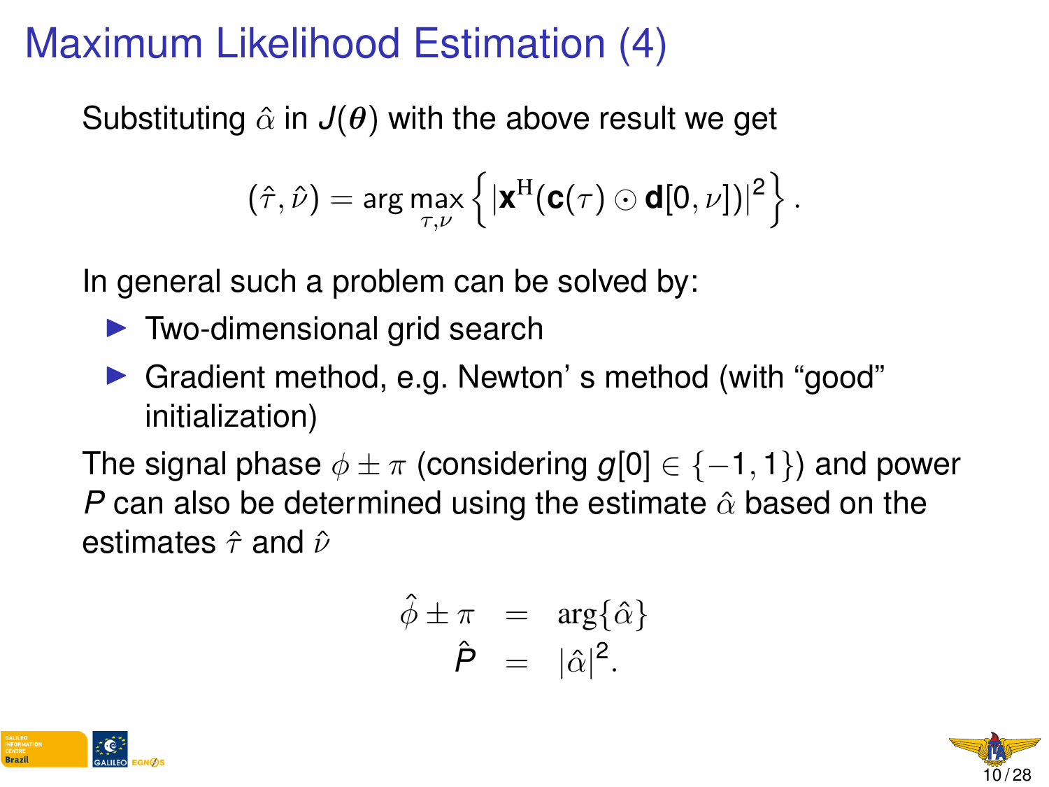# Maximum Likelihood Estimation (4)

Substituting $\hat{\alpha}$ in $J(\boldsymbol{\theta})$ with the above result we get

$$(\hat{\tau}, \hat{\nu}) = \arg\max_{\tau,\nu} \left\{ \left| \mathbf{x}^{\mathrm{H}} (\mathbf{c}(\tau) \odot \mathbf{d}[0, \nu]) \right|^2 \right\}.$$

In general such a problem can be solved by:

- Two-dimensional grid search
- Gradient method, e.g. Newton' s method (with "good" initialization)

The signal phase $\phi \pm \pi$ (considering $g[0] \in \{-1, 1\}$) and power $P$ can also be determined using the estimate $\hat{\alpha}$ based on the estimates $\hat{\tau}$ and $\hat{\nu}$

$$\begin{aligned} \hat{\phi} \pm \pi &= \arg\{\hat{\alpha}\} \\ \hat{P} &= |\hat{\alpha}|^2. \end{aligned}$$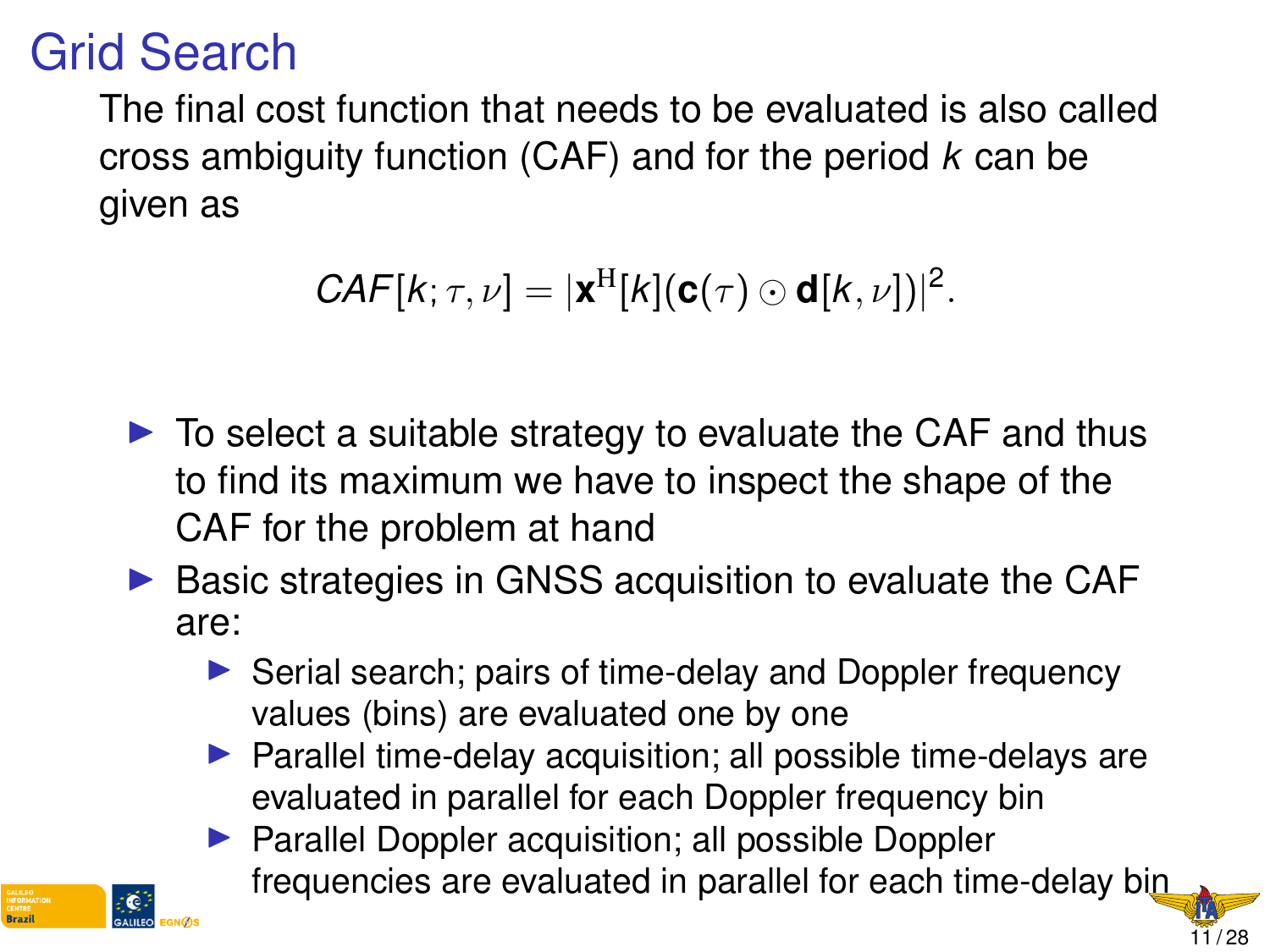# Grid Search

The final cost function that needs to be evaluated is also called cross ambiguity function (CAF) and for the period $k$ can be given as

$$CAF[k;\tau,\nu] = |\mathbf{x}^{\mathrm{H}}[k](\mathbf{c}(\tau) \odot \mathbf{d}[k,\nu])|^2.$$

- To select a suitable strategy to evaluate the CAF and thus to find its maximum we have to inspect the shape of the CAF for the problem at hand
- Basic strategies in GNSS acquisition to evaluate the CAF are:
  - Serial search; pairs of time-delay and Doppler frequency values (bins) are evaluated one by one
  - Parallel time-delay acquisition; all possible time-delays are evaluated in parallel for each Doppler frequency bin
  - Parallel Doppler acquisition; all possible Doppler frequencies are evaluated in parallel for each time-delay bin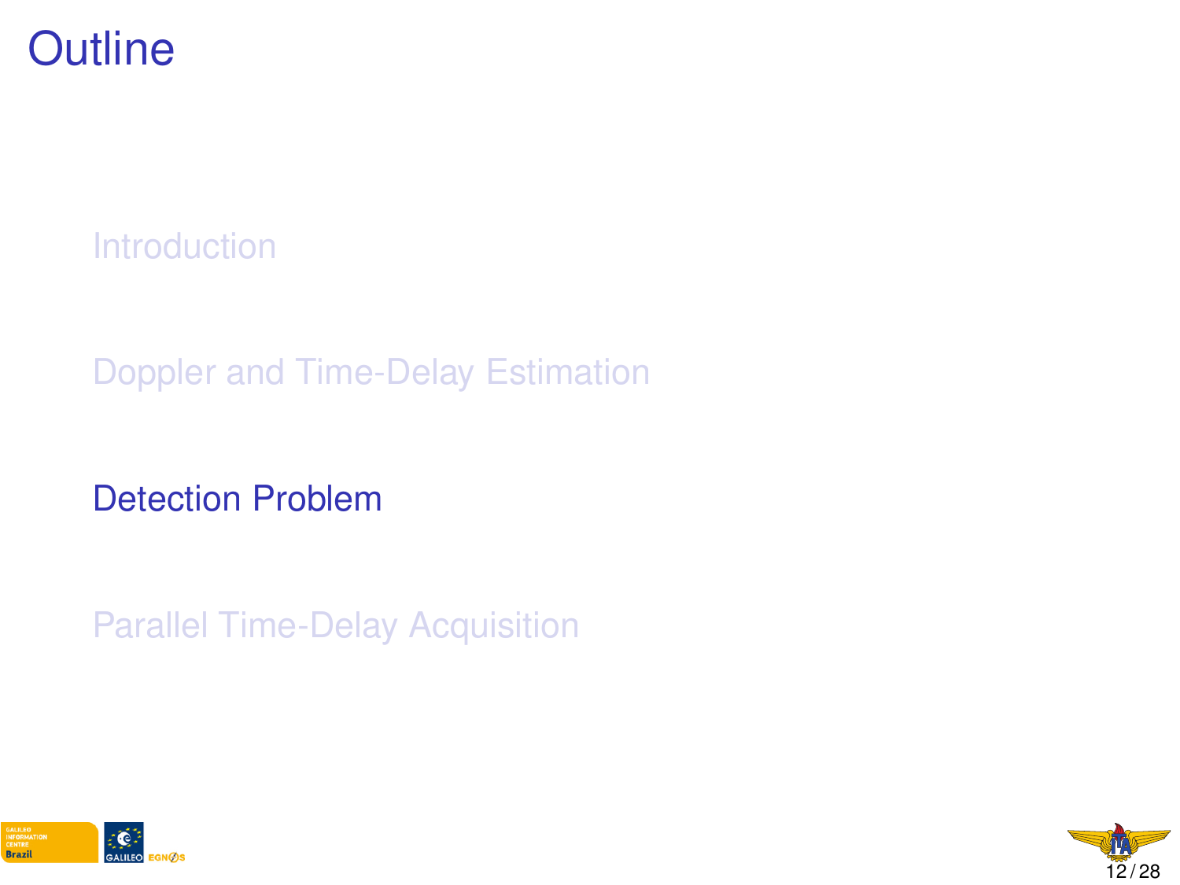# Outline

- Introduction
- Doppler and Time-Delay Estimation
- **Detection Problem**
- Parallel Time-Delay Acquisition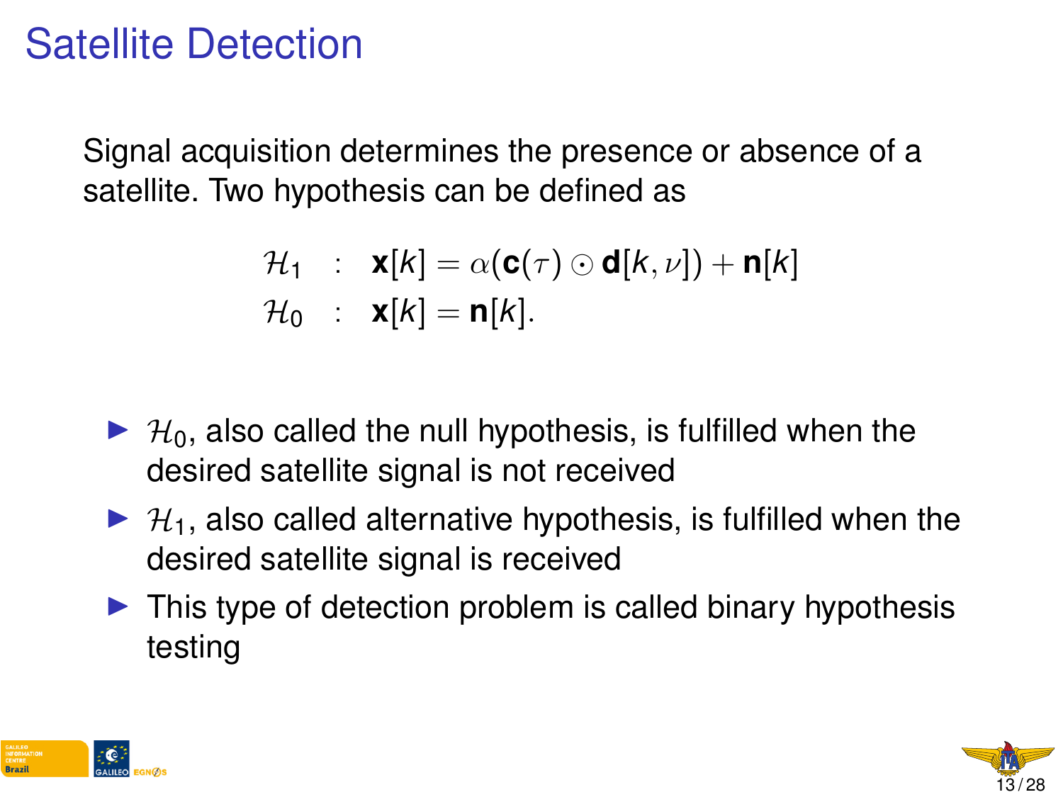# Satellite Detection

Signal acquisition determines the presence or absence of a satellite. Two hypothesis can be defined as

$$
\begin{aligned}
\mathcal{H}_1 &: \quad \mathbf{x}[k] = \alpha(\mathbf{c}(\tau) \odot \mathbf{d}[k, \nu]) + \mathbf{n}[k] \\
\mathcal{H}_0 &: \quad \mathbf{x}[k] = \mathbf{n}[k].
\end{aligned}
$$

- $\mathcal{H}_0$, also called the null hypothesis, is fulfilled when the desired satellite signal is not received
- $\mathcal{H}_1$, also called alternative hypothesis, is fulfilled when the desired satellite signal is received
- This type of detection problem is called binary hypothesis testing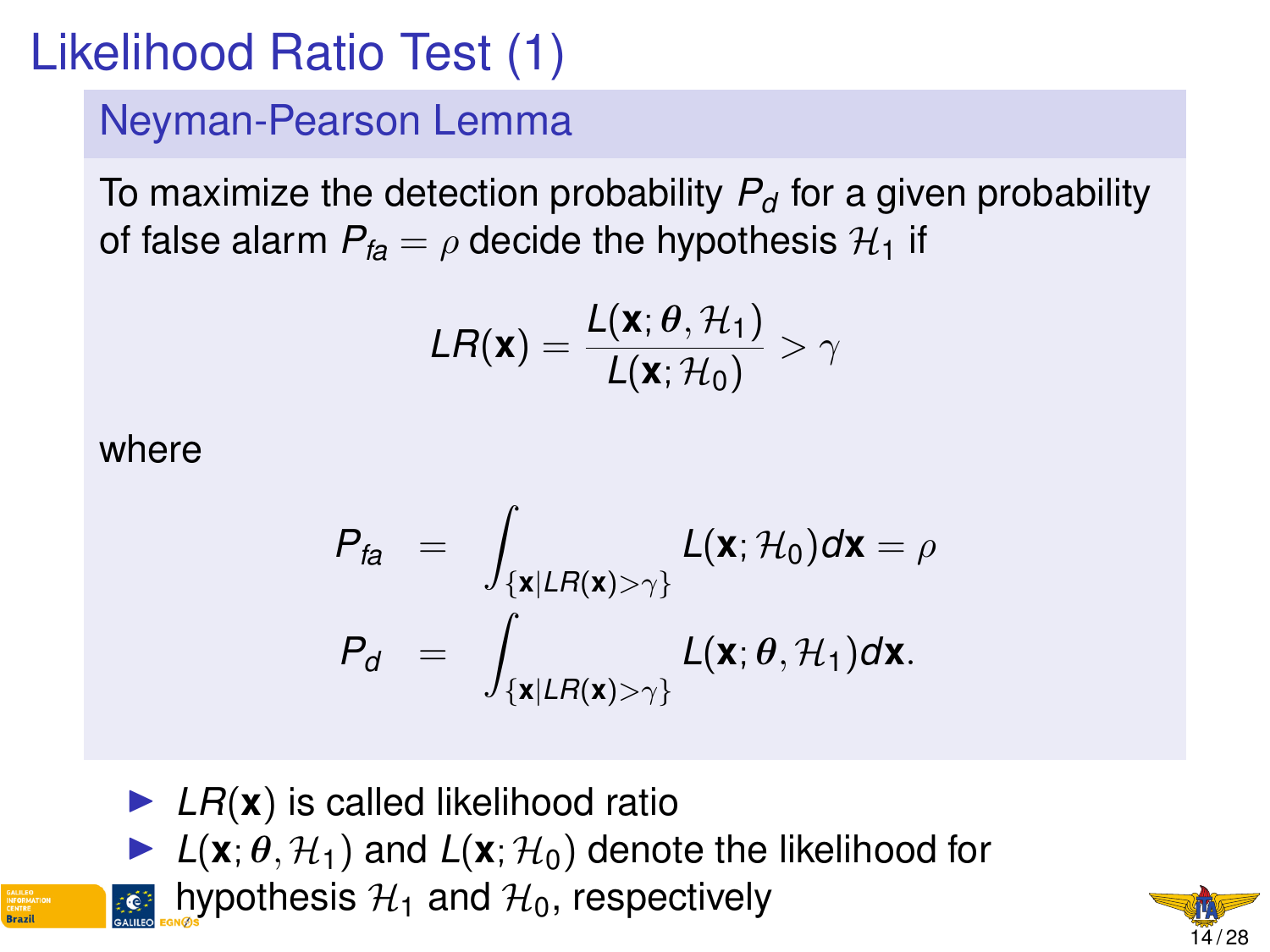# Likelihood Ratio Test (1)

## Neyman-Pearson Lemma

To maximize the detection probability $P_d$ for a given probability of false alarm $P_{fa} = \rho$ decide the hypothesis $\mathcal{H}_1$ if

$$LR(\mathbf{x}) = \frac{L(\mathbf{x}; \boldsymbol{\theta}, \mathcal{H}_1)}{L(\mathbf{x}; \mathcal{H}_0)} > \gamma$$

where

$$\begin{aligned} P_{fa} &= \int_{\{\mathbf{x} | LR(\mathbf{x}) > \gamma\}} L(\mathbf{x}; \mathcal{H}_0) d\mathbf{x} = \rho \\ P_d &= \int_{\{\mathbf{x} | LR(\mathbf{x}) > \gamma\}} L(\mathbf{x}; \boldsymbol{\theta}, \mathcal{H}_1) d\mathbf{x}. \end{aligned}$$

- $LR(\mathbf{x})$ is called likelihood ratio
- $L(\mathbf{x}; \boldsymbol{\theta}, \mathcal{H}_1)$ and $L(\mathbf{x}; \mathcal{H}_0)$ denote the likelihood for hypothesis $\mathcal{H}_1$ and $\mathcal{H}_0$, respectively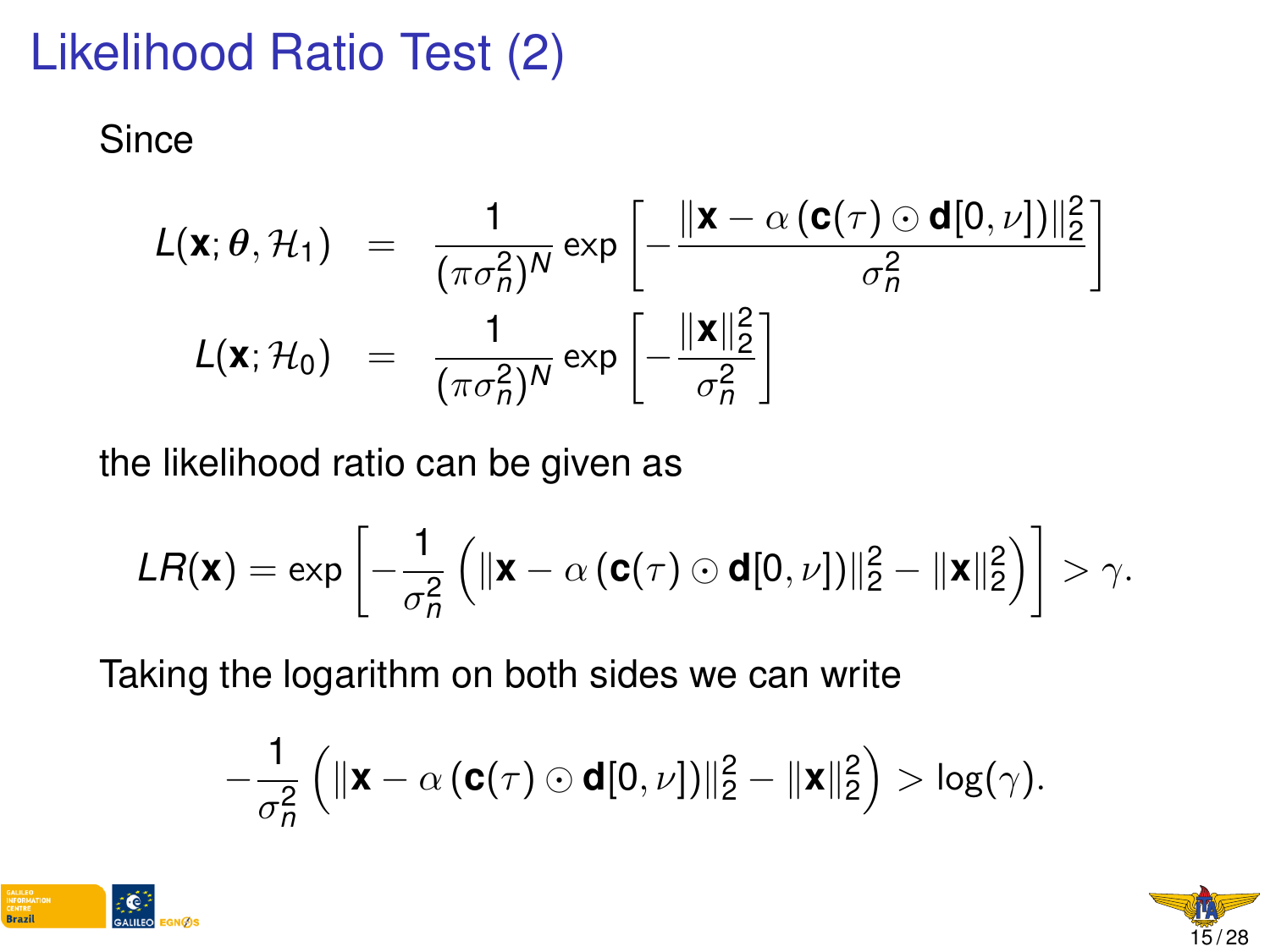# Likelihood Ratio Test (2)

Since

$$
\begin{aligned}
L(\mathbf{x};\boldsymbol{\theta},\mathcal{H}_1) &= \frac{1}{(\pi\sigma_n^2)^N}\exp\left[-\frac{\|\mathbf{x}-\alpha\left(\mathbf{c}(\tau)\odot\mathbf{d}[0,\nu]\right)\|_2^2}{\sigma_n^2}\right] \\
L(\mathbf{x};\mathcal{H}_0) &= \frac{1}{(\pi\sigma_n^2)^N}\exp\left[-\frac{\|\mathbf{x}\|_2^2}{\sigma_n^2}\right]
\end{aligned}
$$

the likelihood ratio can be given as

$$
LR(\mathbf{x}) = \exp\left[-\frac{1}{\sigma_n^2}\left(\|\mathbf{x}-\alpha\left(\mathbf{c}(\tau)\odot\mathbf{d}[0,\nu]\right)\|_2^2 - \|\mathbf{x}\|_2^2\right)\right] > \gamma.
$$

Taking the logarithm on both sides we can write

$$
-\frac{1}{\sigma_n^2}\left(\|\mathbf{x}-\alpha\left(\mathbf{c}(\tau)\odot\mathbf{d}[0,\nu]\right)\|_2^2 - \|\mathbf{x}\|_2^2\right) > \log(\gamma).
$$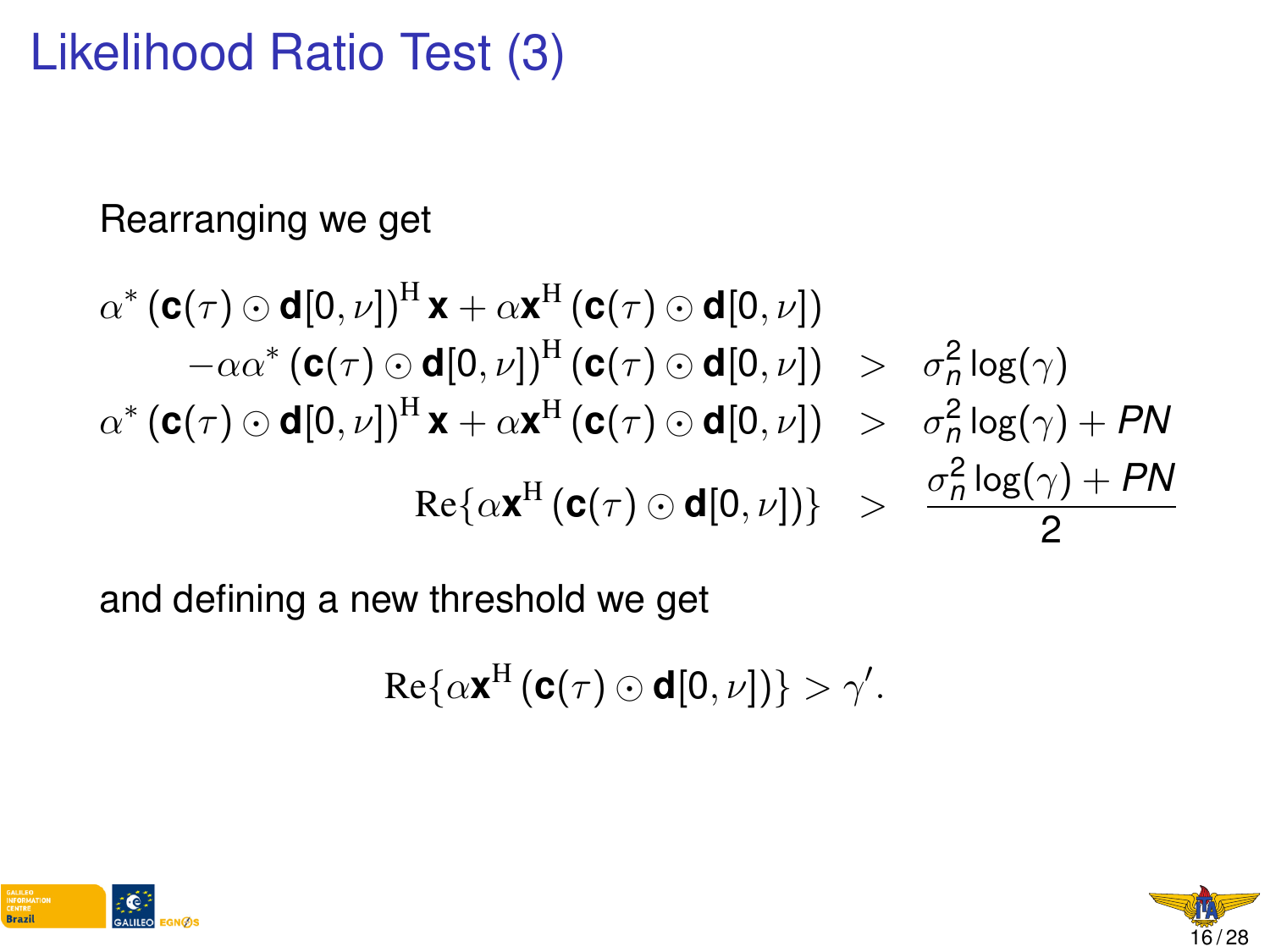# Likelihood Ratio Test (3)

Rearranging we get

$$
\begin{aligned}
\alpha^* \left(\mathbf{c}(\tau) \odot \mathbf{d}[0,\nu]\right)^{\mathrm{H}} \mathbf{x} + \alpha \mathbf{x}^{\mathrm{H}} \left(\mathbf{c}(\tau) \odot \mathbf{d}[0,\nu]\right) & \\
-\alpha\alpha^* \left(\mathbf{c}(\tau) \odot \mathbf{d}[0,\nu]\right)^{\mathrm{H}} \left(\mathbf{c}(\tau) \odot \mathbf{d}[0,\nu]\right) &> \sigma_n^2 \log(\gamma) \\
\alpha^* \left(\mathbf{c}(\tau) \odot \mathbf{d}[0,\nu]\right)^{\mathrm{H}} \mathbf{x} + \alpha \mathbf{x}^{\mathrm{H}} \left(\mathbf{c}(\tau) \odot \mathbf{d}[0,\nu]\right) &> \sigma_n^2 \log(\gamma) + PN \\
\mathrm{Re}\{\alpha \mathbf{x}^{\mathrm{H}} \left(\mathbf{c}(\tau) \odot \mathbf{d}[0,\nu]\right)\} &> \frac{\sigma_n^2 \log(\gamma) + PN}{2}
\end{aligned}
$$

and defining a new threshold we get

$$
\mathrm{Re}\{\alpha \mathbf{x}^{\mathrm{H}} \left(\mathbf{c}(\tau) \odot \mathbf{d}[0,\nu]\right)\} > \gamma'.
$$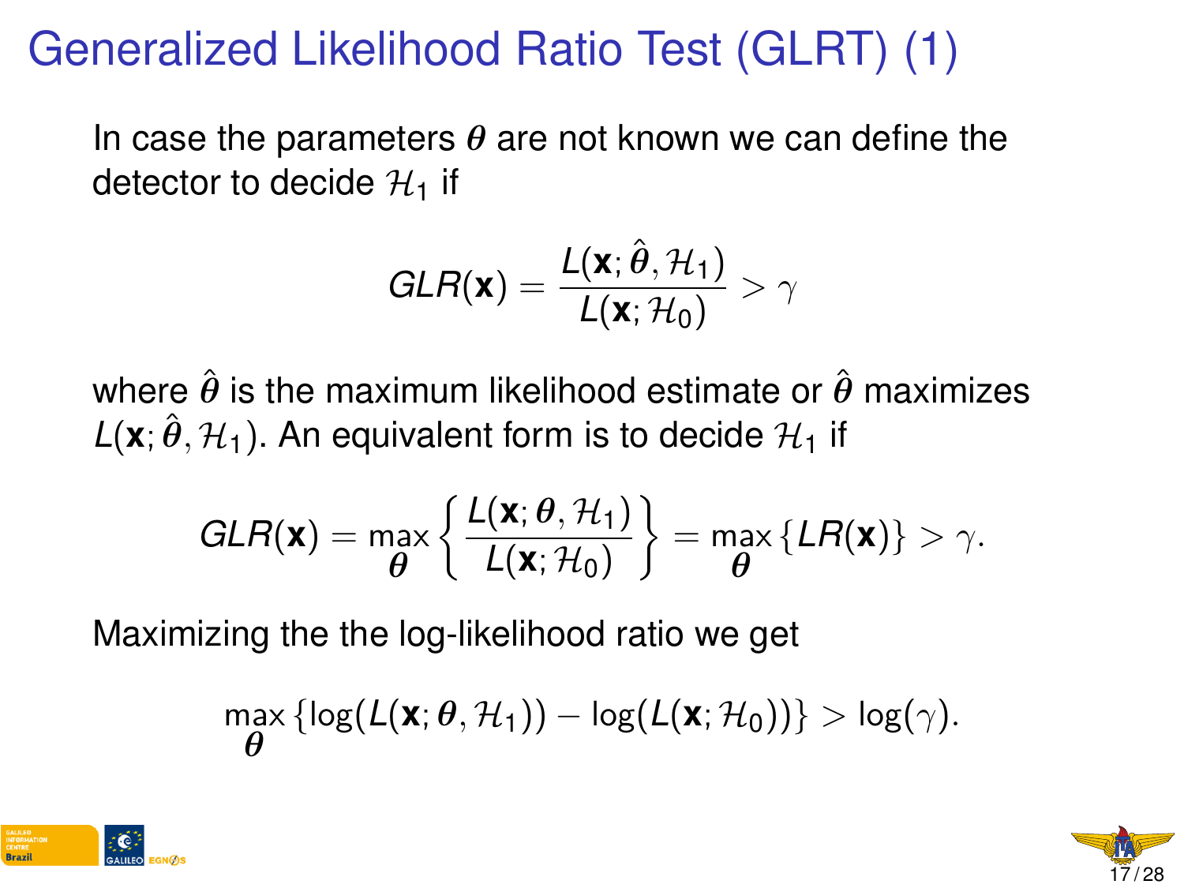# Generalized Likelihood Ratio Test (GLRT) (1)

In case the parameters $\boldsymbol{\theta}$ are not known we can define the detector to decide $\mathcal{H}_1$ if

$$GLR(\mathbf{x}) = \frac{L(\mathbf{x}; \hat{\boldsymbol{\theta}}, \mathcal{H}_1)}{L(\mathbf{x}; \mathcal{H}_0)} > \gamma$$

where $\hat{\boldsymbol{\theta}}$ is the maximum likelihood estimate or $\hat{\boldsymbol{\theta}}$ maximizes $L(\mathbf{x}; \hat{\boldsymbol{\theta}}, \mathcal{H}_1)$. An equivalent form is to decide $\mathcal{H}_1$ if

$$GLR(\mathbf{x}) = \max_{\boldsymbol{\theta}} \left\{ \frac{L(\mathbf{x}; \boldsymbol{\theta}, \mathcal{H}_1)}{L(\mathbf{x}; \mathcal{H}_0)} \right\} = \max_{\boldsymbol{\theta}} \{LR(\mathbf{x})\} > \gamma.$$

Maximizing the the log-likelihood ratio we get

$$\max_{\boldsymbol{\theta}} \{\log(L(\mathbf{x}; \boldsymbol{\theta}, \mathcal{H}_1)) - \log(L(\mathbf{x}; \mathcal{H}_0))\} > \log(\gamma).$$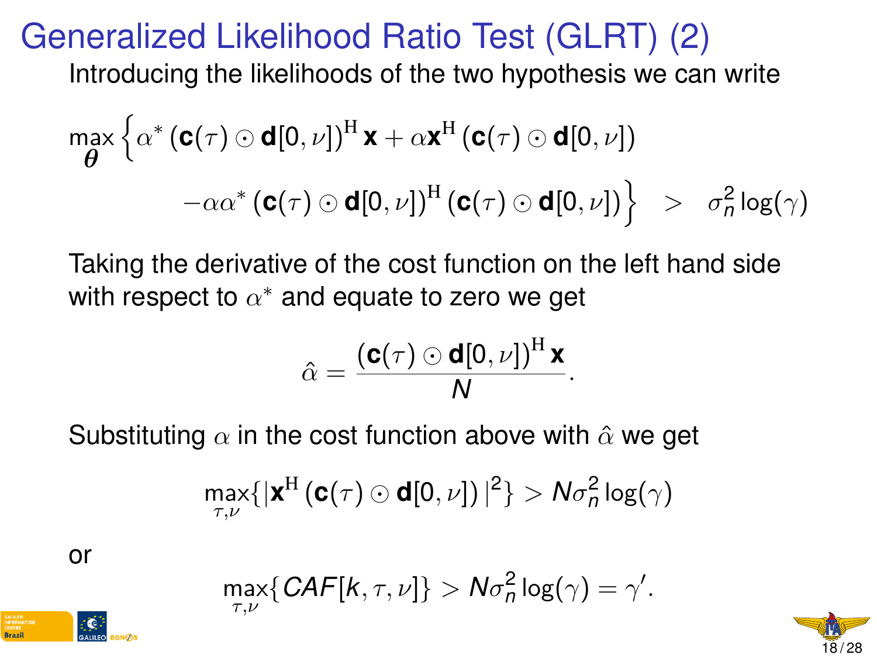# Generalized Likelihood Ratio Test (GLRT) (2)

Introducing the likelihoods of the two hypothesis we can write

$$\max_{\boldsymbol{\theta}} \Big\{ \alpha^* \left(\mathbf{c}(\tau) \odot \mathbf{d}[0,\nu]\right)^{\mathrm{H}} \mathbf{x} + \alpha \mathbf{x}^{\mathrm{H}} \left(\mathbf{c}(\tau) \odot \mathbf{d}[0,\nu]\right)$$
$$- \alpha\alpha^* \left(\mathbf{c}(\tau) \odot \mathbf{d}[0,\nu]\right)^{\mathrm{H}} \left(\mathbf{c}(\tau) \odot \mathbf{d}[0,\nu]\right) \Big\} \quad > \quad \sigma_n^2 \log(\gamma)$$

Taking the derivative of the cost function on the left hand side with respect to $\alpha^*$ and equate to zero we get

$$\hat{\alpha} = \frac{\left(\mathbf{c}(\tau) \odot \mathbf{d}[0,\nu]\right)^{\mathrm{H}} \mathbf{x}}{N}.$$

Substituting $\alpha$ in the cost function above with $\hat{\alpha}$ we get

$$\max_{\tau,\nu} \{ |\mathbf{x}^{\mathrm{H}} \left(\mathbf{c}(\tau) \odot \mathbf{d}[0,\nu]\right)|^2 \} > N\sigma_n^2 \log(\gamma)$$

or

$$\max_{\tau,\nu} \{ CAF[k,\tau,\nu] \} > N\sigma_n^2 \log(\gamma) = \gamma'.$$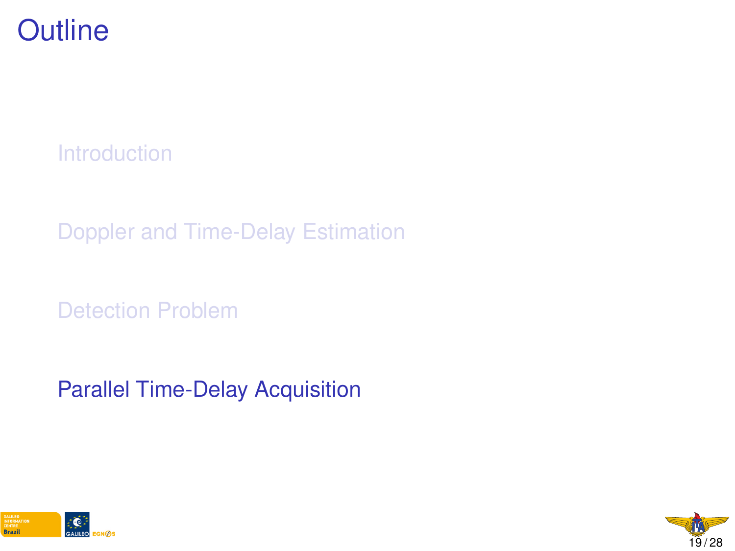# Outline

- Introduction
- Doppler and Time-Delay Estimation
- Detection Problem
- Parallel Time-Delay Acquisition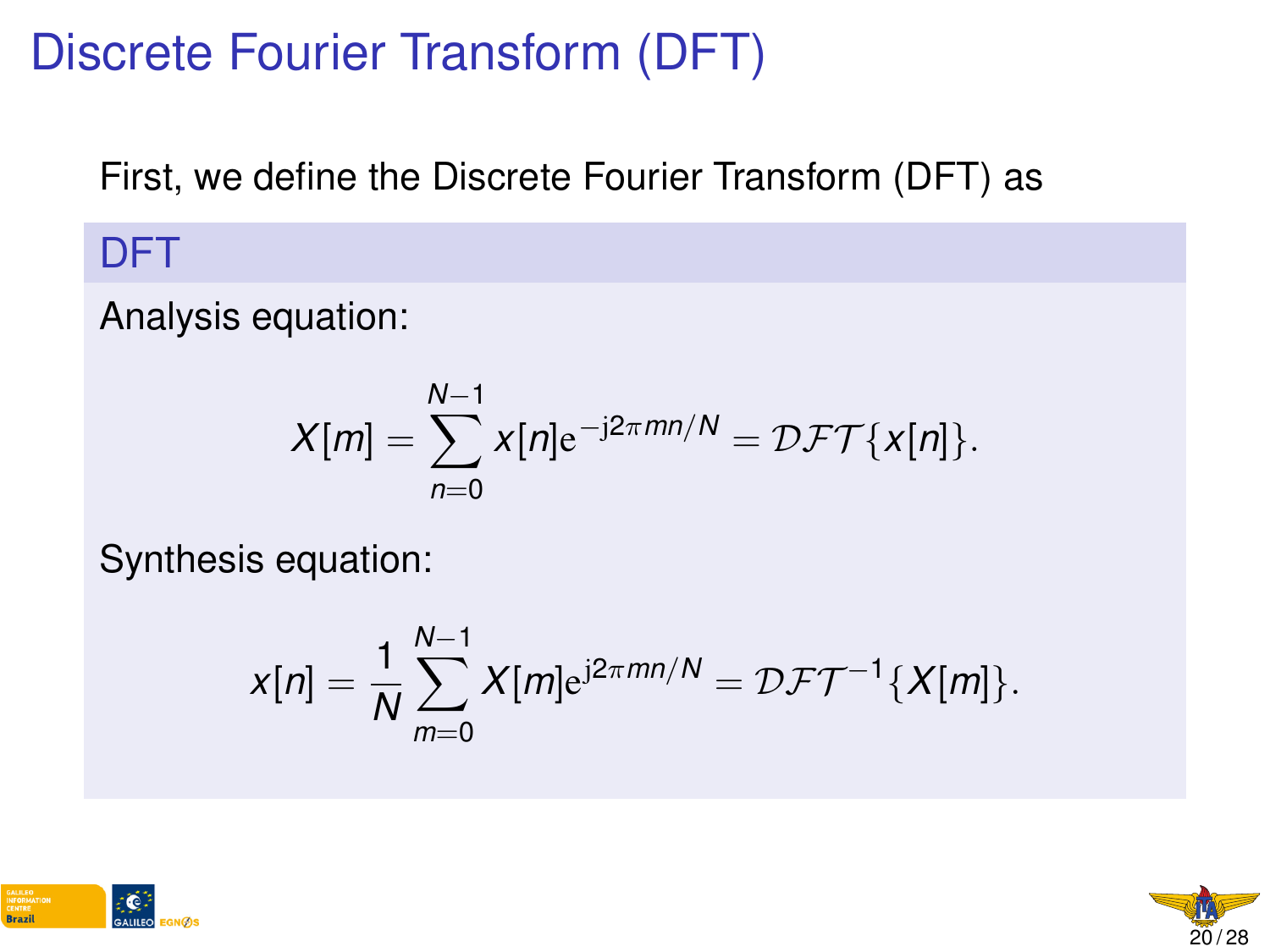# Discrete Fourier Transform (DFT)

First, we define the Discrete Fourier Transform (DFT) as

## DFT

Analysis equation:

$$X[m] = \sum_{n=0}^{N-1} x[n]\mathrm{e}^{-\mathrm{j}2\pi mn/N} = \mathcal{DFT}\{x[n]\}.$$

Synthesis equation:

$$x[n] = \frac{1}{N}\sum_{m=0}^{N-1} X[m]\mathrm{e}^{\mathrm{j}2\pi mn/N} = \mathcal{DFT}^{-1}\{X[m]\}.$$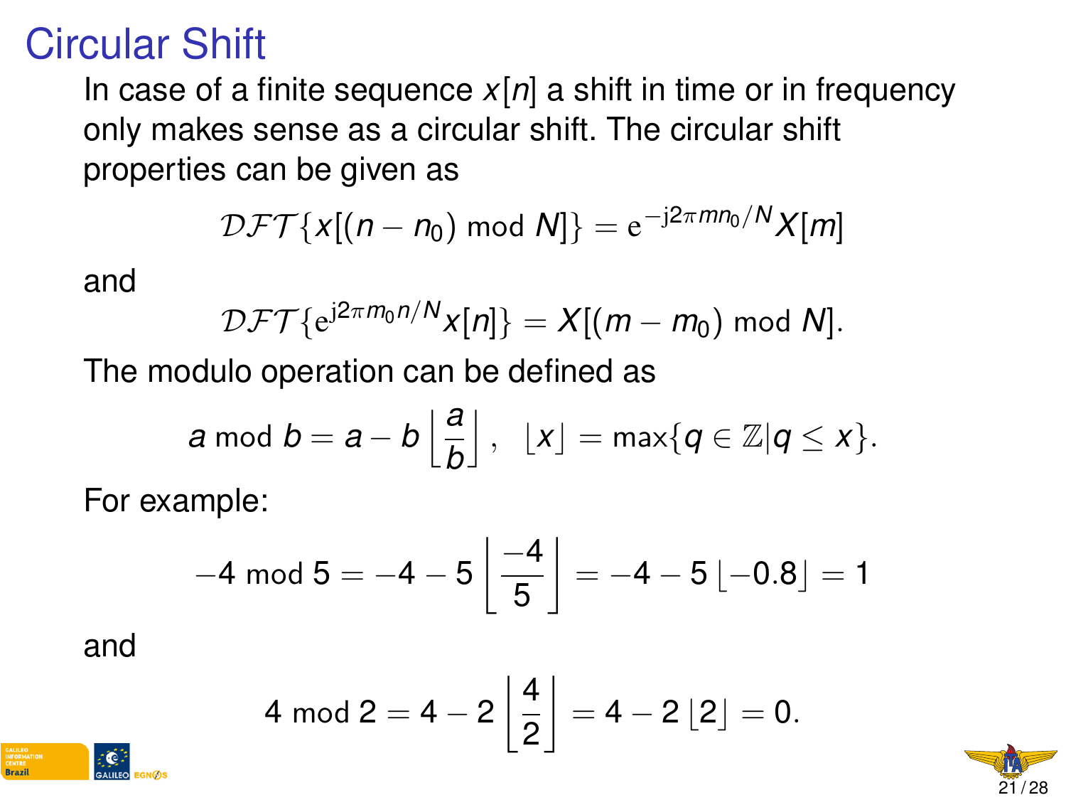# Circular Shift

In case of a finite sequence $x[n]$ a shift in time or in frequency only makes sense as a circular shift. The circular shift properties can be given as

$$\mathcal{DFT}\{x[(n-n_0) \bmod N]\} = \mathrm{e}^{-\mathrm{j}2\pi m n_0/N} X[m]$$

and

$$\mathcal{DFT}\{\mathrm{e}^{\mathrm{j}2\pi m_0 n/N} x[n]\} = X[(m-m_0) \bmod N].$$

The modulo operation can be defined as

$$a \bmod b = a - b\left\lfloor \frac{a}{b} \right\rfloor, \quad \lfloor x \rfloor = \max\{q \in \mathbb{Z} | q \leq x\}.$$

For example:

$$-4 \bmod 5 = -4 - 5\left\lfloor \frac{-4}{5} \right\rfloor = -4 - 5\lfloor -0.8 \rfloor = 1$$

and

$$4 \bmod 2 = 4 - 2\left\lfloor \frac{4}{2} \right\rfloor = 4 - 2\lfloor 2 \rfloor = 0.$$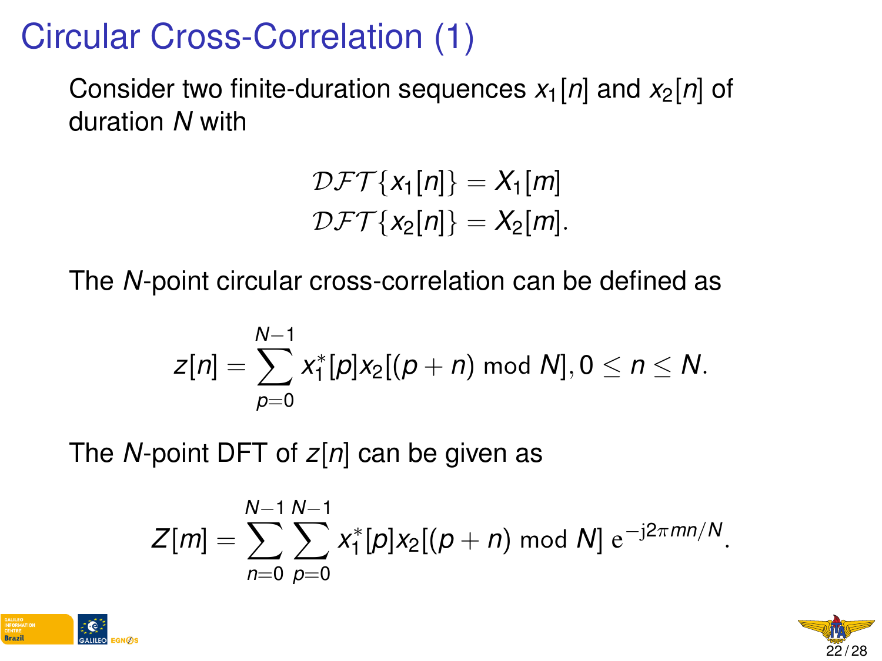# Circular Cross-Correlation (1)

Consider two finite-duration sequences $x_1[n]$ and $x_2[n]$ of duration $N$ with

$$
\begin{aligned}
\mathcal{DFT}\{x_1[n]\} &= X_1[m] \\
\mathcal{DFT}\{x_2[n]\} &= X_2[m].
\end{aligned}
$$

The $N$-point circular cross-correlation can be defined as

$$
z[n] = \sum_{p=0}^{N-1} x_1^*[p] x_2[(p+n) \bmod N], 0 \leq n \leq N.
$$

The $N$-point DFT of $z[n]$ can be given as

$$
Z[m] = \sum_{n=0}^{N-1} \sum_{p=0}^{N-1} x_1^*[p] x_2[(p+n) \bmod N] \, \mathrm{e}^{-\mathrm{j}2\pi mn/N}.
$$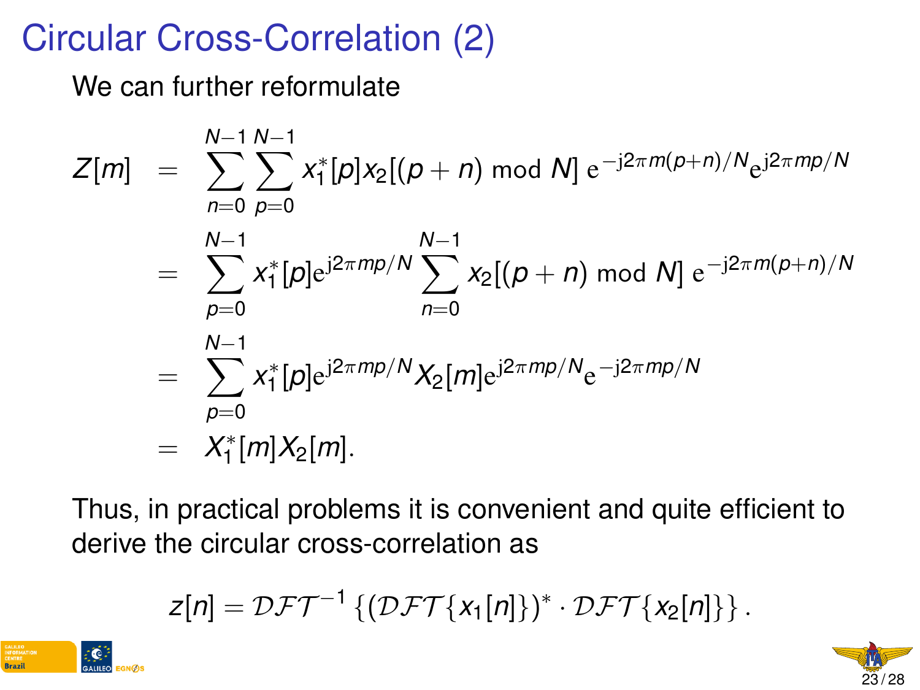# Circular Cross-Correlation (2)

We can further reformulate

$$
\begin{aligned}
Z[m] &= \sum_{n=0}^{N-1} \sum_{p=0}^{N-1} x_1^*[p] x_2[(p+n) \bmod N] \, \mathrm{e}^{-\mathrm{j}2\pi m(p+n)/N} \mathrm{e}^{\mathrm{j}2\pi mp/N} \\
&= \sum_{p=0}^{N-1} x_1^*[p] \mathrm{e}^{\mathrm{j}2\pi mp/N} \sum_{n=0}^{N-1} x_2[(p+n) \bmod N] \, \mathrm{e}^{-\mathrm{j}2\pi m(p+n)/N} \\
&= \sum_{p=0}^{N-1} x_1^*[p] \mathrm{e}^{\mathrm{j}2\pi mp/N} X_2[m] \mathrm{e}^{\mathrm{j}2\pi mp/N} \mathrm{e}^{-\mathrm{j}2\pi mp/N} \\
&= X_1^*[m] X_2[m].
\end{aligned}
$$

Thus, in practical problems it is convenient and quite efficient to derive the circular cross-correlation as

$$
z[n] = \mathcal{DFT}^{-1}\left\{ \left(\mathcal{DFT}\{x_1[n]\}\right)^* \cdot \mathcal{DFT}\{x_2[n]\} \right\}.
$$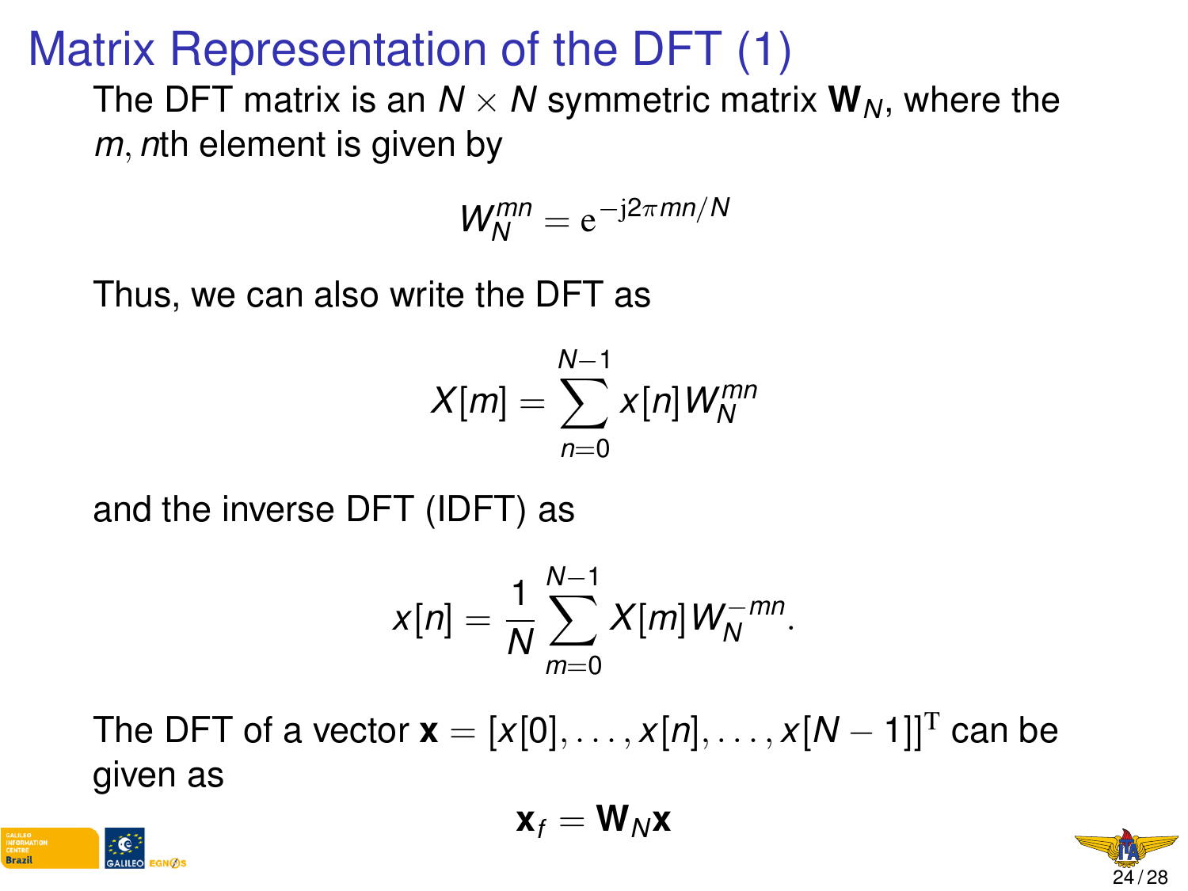# Matrix Representation of the DFT (1)

The DFT matrix is an $N \times N$ symmetric matrix $\mathbf{W}_N$, where the $m, n$th element is given by

$$W_N^{mn} = \mathrm{e}^{-\mathrm{j}2\pi mn/N}$$

Thus, we can also write the DFT as

$$X[m] = \sum_{n=0}^{N-1} x[n] W_N^{mn}$$

and the inverse DFT (IDFT) as

$$x[n] = \frac{1}{N} \sum_{m=0}^{N-1} X[m] W_N^{-mn}.$$

The DFT of a vector $\mathbf{x} = [x[0], \ldots, x[n], \ldots, x[N-1]]^{\mathrm{T}}$ can be given as

$$\mathbf{x}_f = \mathbf{W}_N \mathbf{x}$$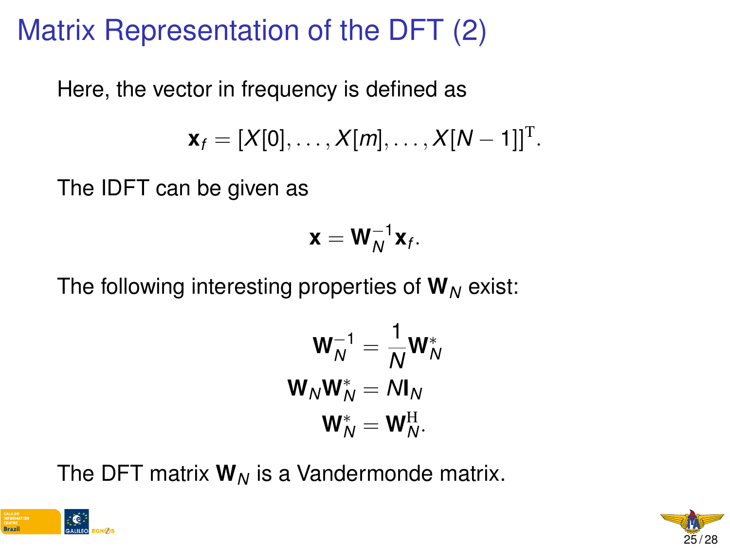# Matrix Representation of the DFT (2)

Here, the vector in frequency is defined as

$$\mathbf{x}_f = [X[0], \ldots, X[m], \ldots, X[N-1]]^{\mathrm{T}}.$$

The IDFT can be given as

$$\mathbf{x} = \mathbf{W}_N^{-1}\mathbf{x}_f.$$

The following interesting properties of $\mathbf{W}_N$ exist:

$$\mathbf{W}_N^{-1} = \frac{1}{N}\mathbf{W}_N^*$$

$$\mathbf{W}_N\mathbf{W}_N^* = N\mathbf{I}_N$$

$$\mathbf{W}_N^* = \mathbf{W}_N^{\mathrm{H}}.$$

The DFT matrix $\mathbf{W}_N$ is a Vandermonde matrix.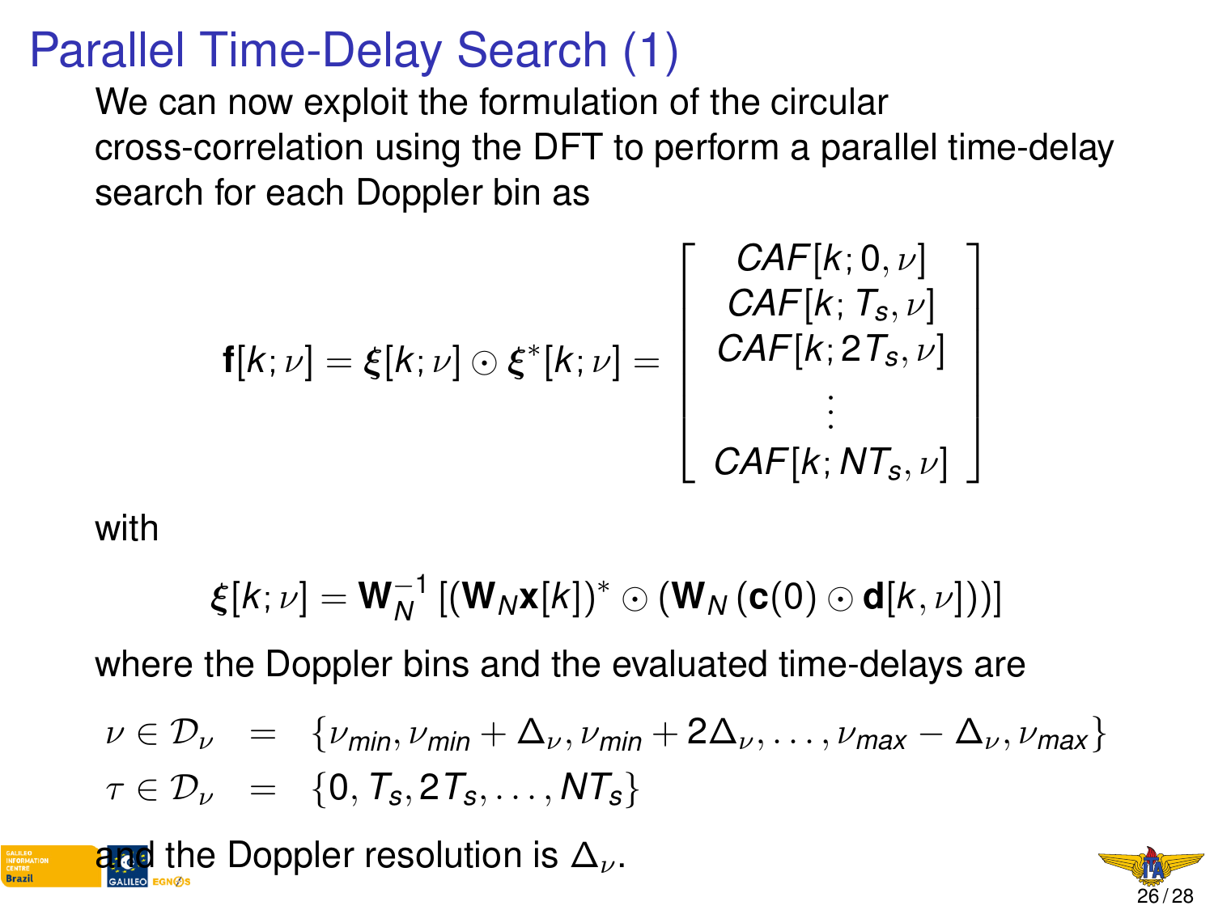# Parallel Time-Delay Search (1)

We can now exploit the formulation of the circular cross-correlation using the DFT to perform a parallel time-delay search for each Doppler bin as

$$\mathbf{f}[k;\nu] = \boldsymbol{\xi}[k;\nu] \odot \boldsymbol{\xi}^*[k;\nu] = \begin{bmatrix} CAF[k;0,\nu] \\ CAF[k;T_s,\nu] \\ CAF[k;2T_s,\nu] \\ \vdots \\ CAF[k;NT_s,\nu] \end{bmatrix}$$

with

$$\boldsymbol{\xi}[k;\nu] = \mathbf{W}_N^{-1}\left[(\mathbf{W}_N \mathbf{x}[k])^* \odot (\mathbf{W}_N (\mathbf{c}(0) \odot \mathbf{d}[k,\nu]))\right]$$

where the Doppler bins and the evaluated time-delays are

$$\begin{aligned} \nu \in \mathcal{D}_\nu &= \{\nu_{min}, \nu_{min} + \Delta_\nu, \nu_{min} + 2\Delta_\nu, \ldots, \nu_{max} - \Delta_\nu, \nu_{max}\} \\ \tau \in \mathcal{D}_\nu &= \{0, T_s, 2T_s, \ldots, NT_s\} \end{aligned}$$

and the Doppler resolution is $\Delta_\nu$.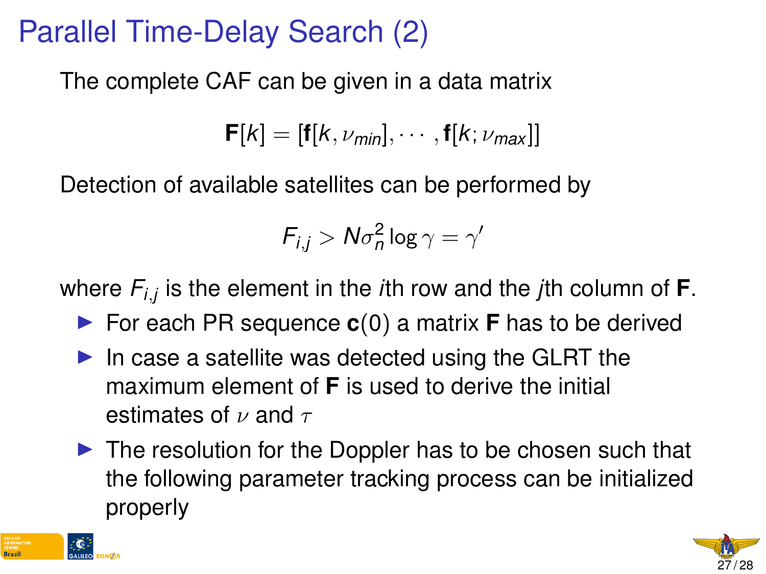# Parallel Time-Delay Search (2)

The complete CAF can be given in a data matrix

$$\mathbf{F}[k] = [\mathbf{f}[k, \nu_{min}], \cdots, \mathbf{f}[k; \nu_{max}]]$$

Detection of available satellites can be performed by

$$F_{i,j} > N\sigma_n^2 \log \gamma = \gamma'$$

where $F_{i,j}$ is the element in the *i*th row and the *j*th column of $\mathbf{F}$.

- For each PR sequence $\mathbf{c}(0)$ a matrix $\mathbf{F}$ has to be derived
- In case a satellite was detected using the GLRT the maximum element of $\mathbf{F}$ is used to derive the initial estimates of $\nu$ and $\tau$
- The resolution for the Doppler has to be chosen such that the following parameter tracking process can be initialized properly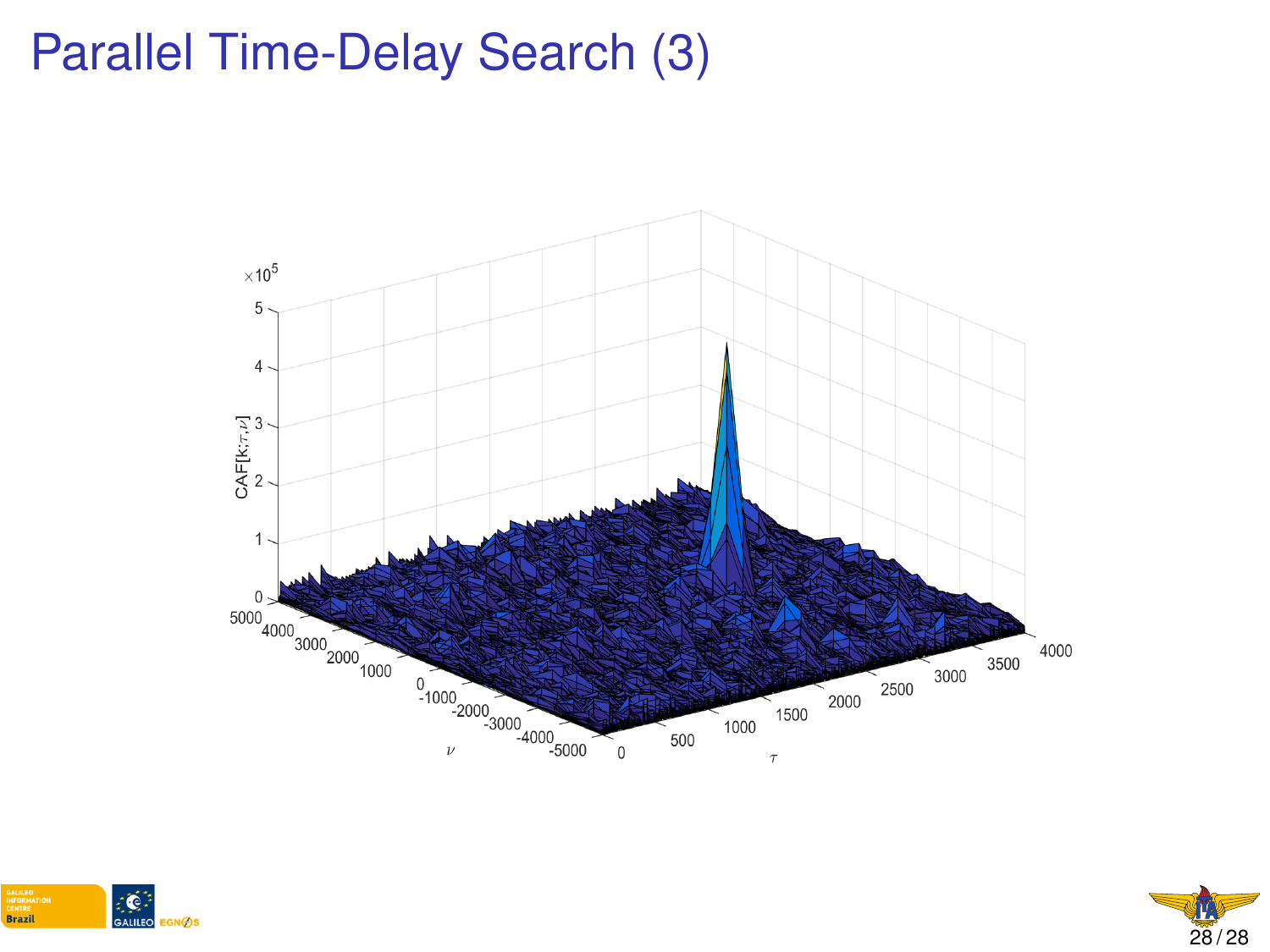# Parallel Time-Delay Search (3)

$\times 10^5$

5
4
3
2
1
0

CAF[k;$\tau$,$\nu$]

5000 4000 3000 2000 1000 0 -1000 -2000 -3000 -4000 -5000

$\nu$

0 500 1000 1500 2000 2500 3000 3500 4000

$\tau$